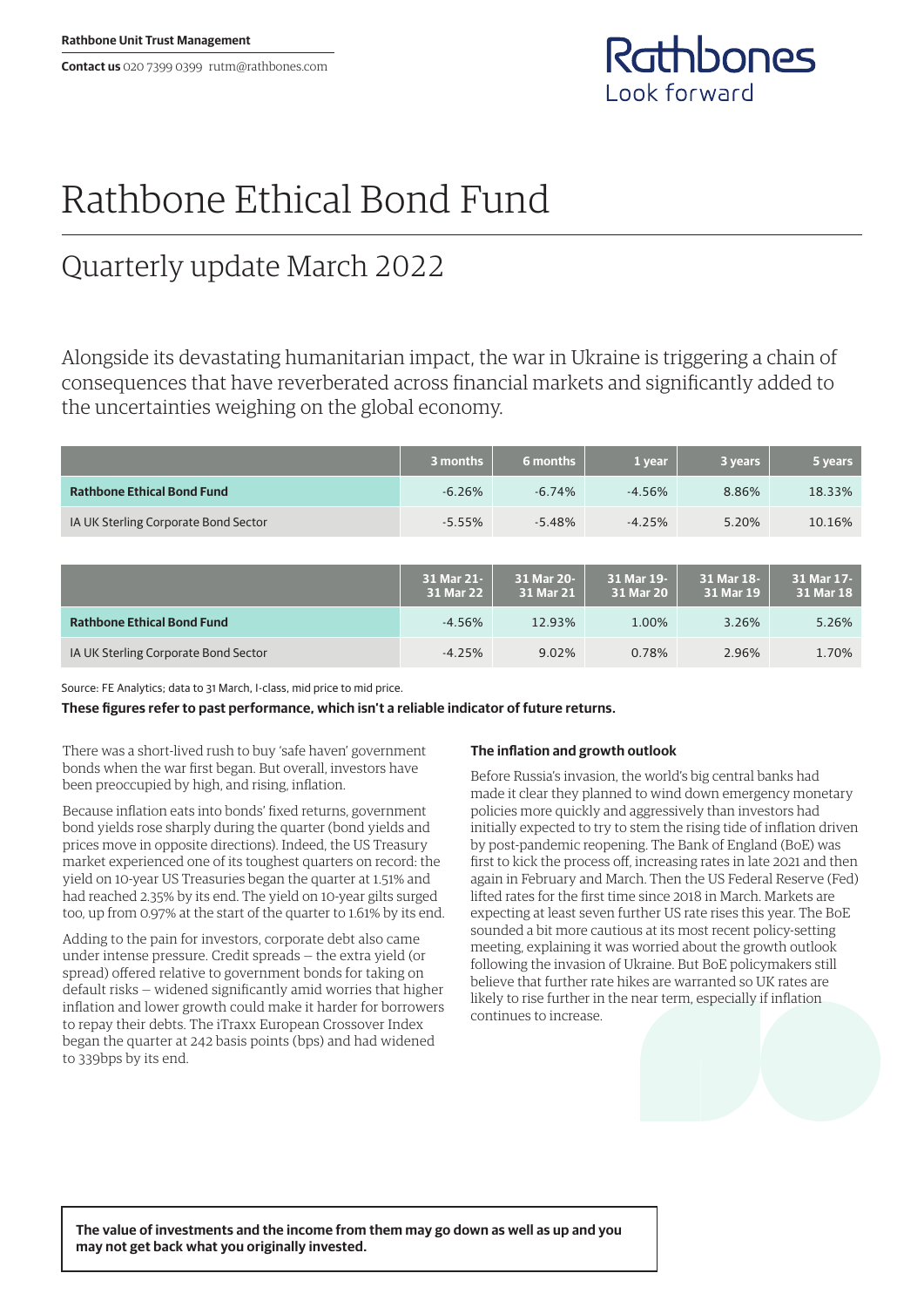Rathbone Unit Trust Management

**Contact us** 020 7399 0399 rutm@rathbones.com

# Rathbone Ethical Bond Fund

## Quarterly update March 2022

Alongside its devastating humanitarian impact, the war in Ukraine is triggering a chain of consequences that have reverberated across financial markets and significantly added to the uncertainties weighing on the global economy.

| | 3 months | 6 months | 1 year | 3 years | 5 years |
|---|---|---|---|---|---|
| **Rathbone Ethical Bond Fund** | -6.26% | -6.74% | -4.56% | 8.86% | 18.33% |
| IA UK Sterling Corporate Bond Sector | -5.55% | -5.48% | -4.25% | 5.20% | 10.16% |

| | 31 Mar 21-31 Mar 22 | 31 Mar 20-31 Mar 21 | 31 Mar 19-31 Mar 20 | 31 Mar 18-31 Mar 19 | 31 Mar 17-31 Mar 18 |
|---|---|---|---|---|---|
| **Rathbone Ethical Bond Fund** | -4.56% | 12.93% | 1.00% | 3.26% | 5.26% |
| IA UK Sterling Corporate Bond Sector | -4.25% | 9.02% | 0.78% | 2.96% | 1.70% |

Source: FE Analytics; data to 31 March, I-class, mid price to mid price.

**These figures refer to past performance, which isn't a reliable indicator of future returns.**

There was a short-lived rush to buy 'safe haven' government bonds when the war first began. But overall, investors have been preoccupied by high, and rising, inflation.

Because inflation eats into bonds' fixed returns, government bond yields rose sharply during the quarter (bond yields and prices move in opposite directions). Indeed, the US Treasury market experienced one of its toughest quarters on record: the yield on 10-year US Treasuries began the quarter at 1.51% and had reached 2.35% by its end. The yield on 10-year gilts surged too, up from 0.97% at the start of the quarter to 1.61% by its end.

Adding to the pain for investors, corporate debt also came under intense pressure. Credit spreads — the extra yield (or spread) offered relative to government bonds for taking on default risks — widened significantly amid worries that higher inflation and lower growth could make it harder for borrowers to repay their debts. The iTraxx European Crossover Index began the quarter at 242 basis points (bps) and had widened to 339bps by its end.

**The inflation and growth outlook**

Before Russia's invasion, the world's big central banks had made it clear they planned to wind down emergency monetary policies more quickly and aggressively than investors had initially expected to try to stem the rising tide of inflation driven by post-pandemic reopening. The Bank of England (BoE) was first to kick the process off, increasing rates in late 2021 and then again in February and March. Then the US Federal Reserve (Fed) lifted rates for the first time since 2018 in March. Markets are expecting at least seven further US rate rises this year. The BoE sounded a bit more cautious at its most recent policy-setting meeting, explaining it was worried about the growth outlook following the invasion of Ukraine. But BoE policymakers still believe that further rate hikes are warranted so UK rates are likely to rise further in the near term, especially if inflation continues to increase.

**The value of investments and the income from them may go down as well as up and you may not get back what you originally invested.**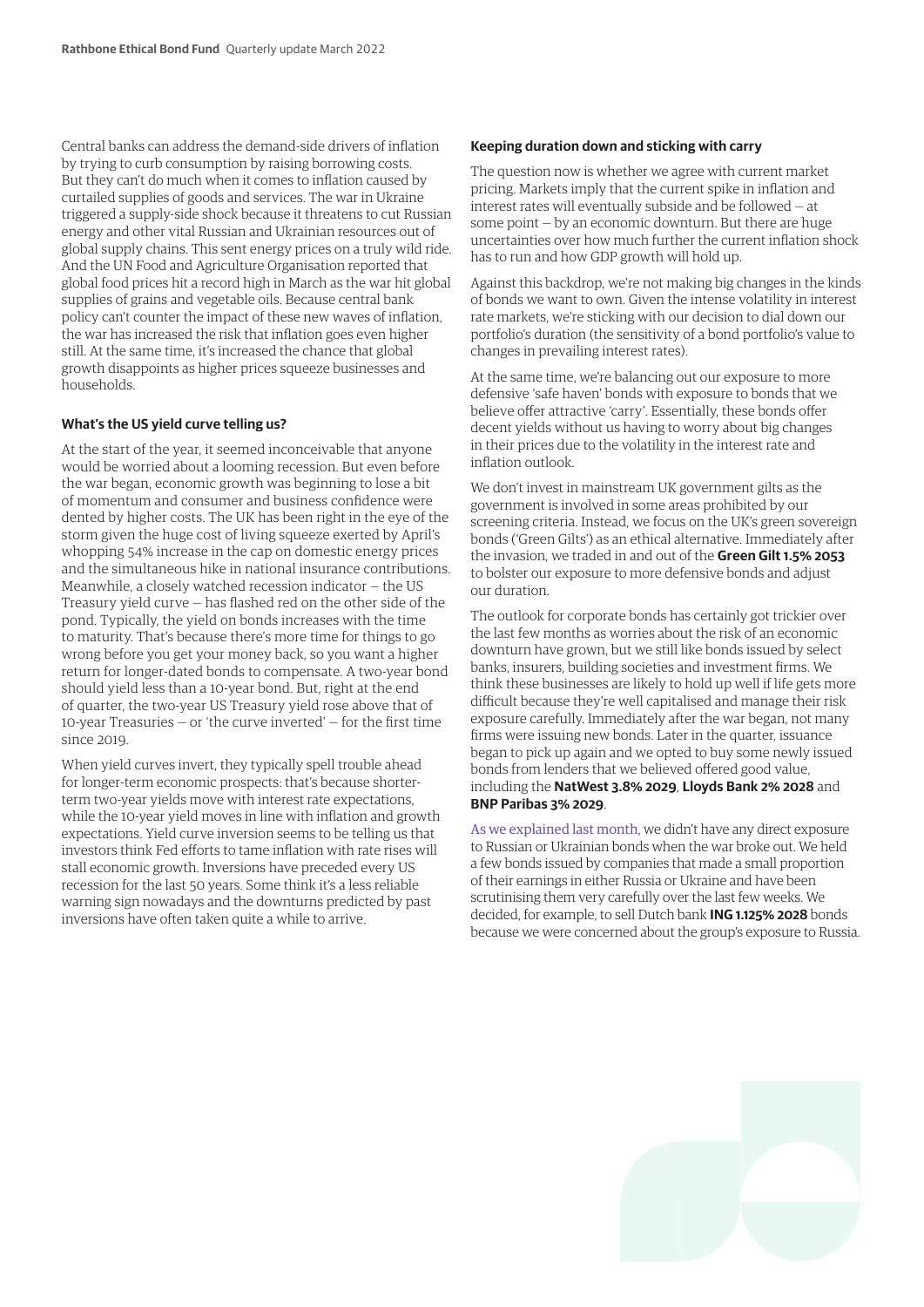Central banks can address the demand-side drivers of inflation by trying to curb consumption by raising borrowing costs. But they can't do much when it comes to inflation caused by curtailed supplies of goods and services. The war in Ukraine triggered a supply-side shock because it threatens to cut Russian energy and other vital Russian and Ukrainian resources out of global supply chains. This sent energy prices on a truly wild ride. And the UN Food and Agriculture Organisation reported that global food prices hit a record high in March as the war hit global supplies of grains and vegetable oils. Because central bank policy can't counter the impact of these new waves of inflation, the war has increased the risk that inflation goes even higher still. At the same time, it's increased the chance that global growth disappoints as higher prices squeeze businesses and households.

### What's the US yield curve telling us?

At the start of the year, it seemed inconceivable that anyone would be worried about a looming recession. But even before the war began, economic growth was beginning to lose a bit of momentum and consumer and business confidence were dented by higher costs. The UK has been right in the eye of the storm given the huge cost of living squeeze exerted by April's whopping 54% increase in the cap on domestic energy prices and the simultaneous hike in national insurance contributions. Meanwhile, a closely watched recession indicator — the US Treasury yield curve — has flashed red on the other side of the pond. Typically, the yield on bonds increases with the time to maturity. That's because there's more time for things to go wrong before you get your money back, so you want a higher return for longer-dated bonds to compensate. A two-year bond should yield less than a 10-year bond. But, right at the end of quarter, the two-year US Treasury yield rose above that of 10-year Treasuries — or 'the curve inverted' — for the first time since 2019.

When yield curves invert, they typically spell trouble ahead for longer-term economic prospects: that's because shorter-term two-year yields move with interest rate expectations, while the 10-year yield moves in line with inflation and growth expectations. Yield curve inversion seems to be telling us that investors think Fed efforts to tame inflation with rate rises will stall economic growth. Inversions have preceded every US recession for the last 50 years. Some think it's a less reliable warning sign nowadays and the downturns predicted by past inversions have often taken quite a while to arrive.

### Keeping duration down and sticking with carry

The question now is whether we agree with current market pricing. Markets imply that the current spike in inflation and interest rates will eventually subside and be followed — at some point — by an economic downturn. But there are huge uncertainties over how much further the current inflation shock has to run and how GDP growth will hold up.

Against this backdrop, we're not making big changes in the kinds of bonds we want to own. Given the intense volatility in interest rate markets, we're sticking with our decision to dial down our portfolio's duration (the sensitivity of a bond portfolio's value to changes in prevailing interest rates).

At the same time, we're balancing out our exposure to more defensive 'safe haven' bonds with exposure to bonds that we believe offer attractive 'carry'. Essentially, these bonds offer decent yields without us having to worry about big changes in their prices due to the volatility in the interest rate and inflation outlook.

We don't invest in mainstream UK government gilts as the government is involved in some areas prohibited by our screening criteria. Instead, we focus on the UK's green sovereign bonds ('Green Gilts') as an ethical alternative. Immediately after the invasion, we traded in and out of the **Green Gilt 1.5% 2053** to bolster our exposure to more defensive bonds and adjust our duration.

The outlook for corporate bonds has certainly got trickier over the last few months as worries about the risk of an economic downturn have grown, but we still like bonds issued by select banks, insurers, building societies and investment firms. We think these businesses are likely to hold up well if life gets more difficult because they're well capitalised and manage their risk exposure carefully. Immediately after the war began, not many firms were issuing new bonds. Later in the quarter, issuance began to pick up again and we opted to buy some newly issued bonds from lenders that we believed offered good value, including the **NatWest 3.8% 2029**, **Lloyds Bank 2% 2028** and **BNP Paribas 3% 2029**.

As we explained last month, we didn't have any direct exposure to Russian or Ukrainian bonds when the war broke out. We held a few bonds issued by companies that made a small proportion of their earnings in either Russia or Ukraine and have been scrutinising them very carefully over the last few weeks. We decided, for example, to sell Dutch bank **ING 1.125% 2028** bonds because we were concerned about the group's exposure to Russia.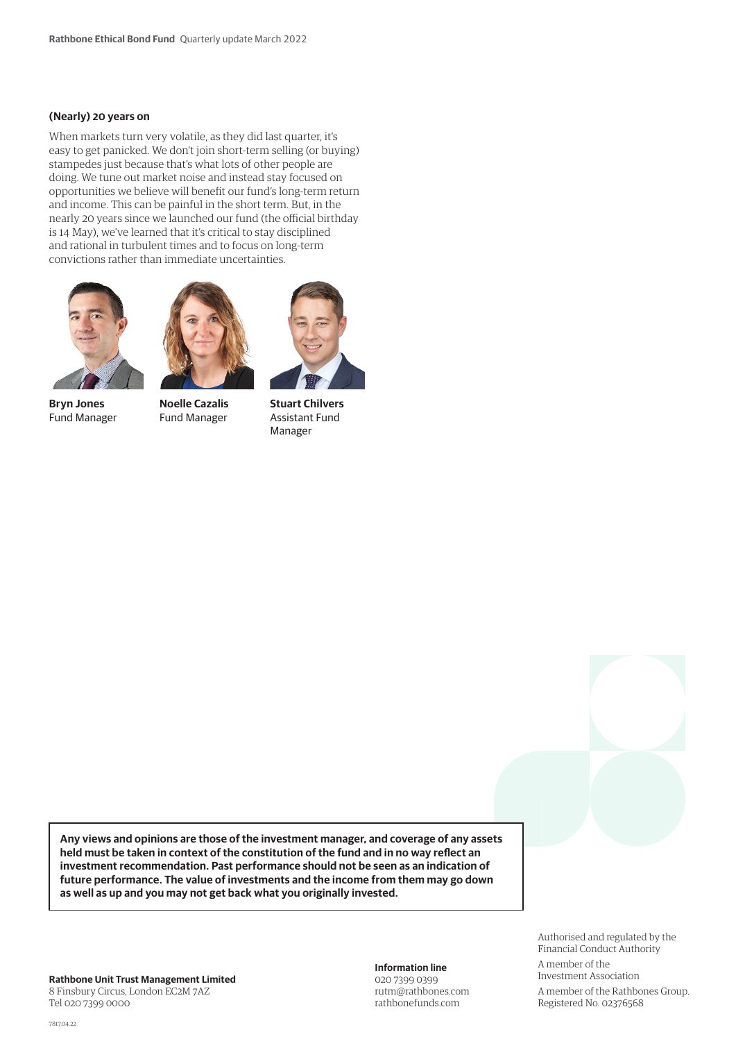### (Nearly) 20 years on

When markets turn very volatile, as they did last quarter, it's easy to get panicked. We don't join short-term selling (or buying) stampedes just because that's what lots of other people are doing. We tune out market noise and instead stay focused on opportunities we believe will benefit our fund's long-term return and income. This can be painful in the short term. But, in the nearly 20 years since we launched our fund (the official birthday is 14 May), we've learned that it's critical to stay disciplined and rational in turbulent times and to focus on long-term convictions rather than immediate uncertainties.

**Bryn Jones**
Fund Manager

**Noelle Cazalis**
Fund Manager

**Stuart Chilvers**
Assistant Fund Manager

**Any views and opinions are those of the investment manager, and coverage of any assets held must be taken in context of the constitution of the fund and in no way reflect an investment recommendation. Past performance should not be seen as an indication of future performance. The value of investments and the income from them may go down as well as up and you may not get back what you originally invested.**

**Rathbone Unit Trust Management Limited**
8 Finsbury Circus, London EC2M 7AZ
Tel 020 7399 0000

**Information line**
020 7399 0399
rutm@rathbones.com
rathbonefunds.com

Authorised and regulated by the Financial Conduct Authority

A member of the Investment Association

A member of the Rathbones Group. Registered No. 02376568

781.04.22